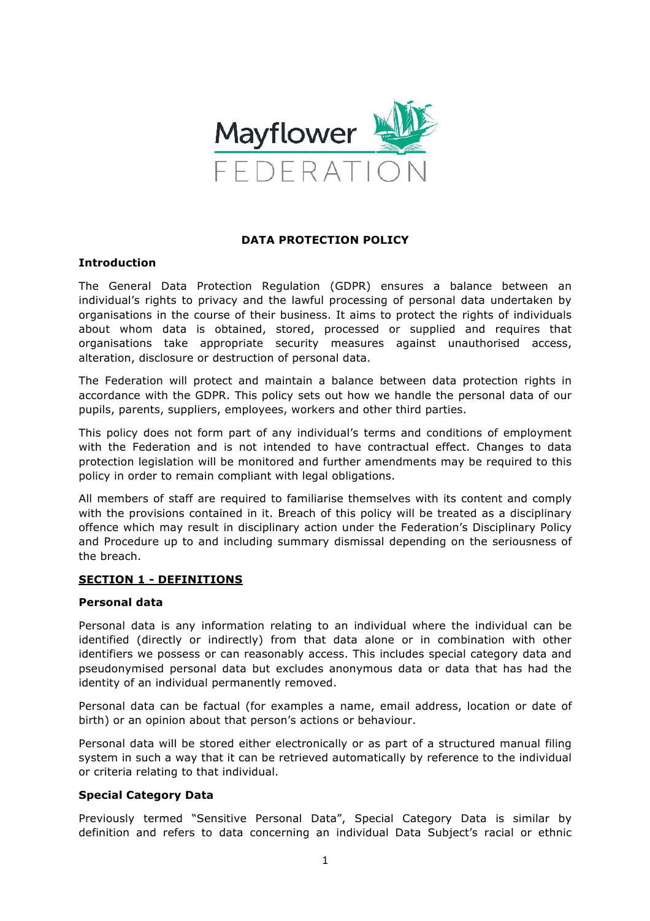Mayflower FEDERATION

# DATA PROTECTION POLICY

## Introduction

The General Data Protection Regulation (GDPR) ensures a balance between an individual's rights to privacy and the lawful processing of personal data undertaken by organisations in the course of their business. It aims to protect the rights of individuals about whom data is obtained, stored, processed or supplied and requires that organisations take appropriate security measures against unauthorised access, alteration, disclosure or destruction of personal data.

The Federation will protect and maintain a balance between data protection rights in accordance with the GDPR. This policy sets out how we handle the personal data of our pupils, parents, suppliers, employees, workers and other third parties.

This policy does not form part of any individual's terms and conditions of employment with the Federation and is not intended to have contractual effect. Changes to data protection legislation will be monitored and further amendments may be required to this policy in order to remain compliant with legal obligations.

All members of staff are required to familiarise themselves with its content and comply with the provisions contained in it. Breach of this policy will be treated as a disciplinary offence which may result in disciplinary action under the Federation's Disciplinary Policy and Procedure up to and including summary dismissal depending on the seriousness of the breach.

## SECTION 1 - DEFINITIONS

### Personal data

Personal data is any information relating to an individual where the individual can be identified (directly or indirectly) from that data alone or in combination with other identifiers we possess or can reasonably access. This includes special category data and pseudonymised personal data but excludes anonymous data or data that has had the identity of an individual permanently removed.

Personal data can be factual (for examples a name, email address, location or date of birth) or an opinion about that person's actions or behaviour.

Personal data will be stored either electronically or as part of a structured manual filing system in such a way that it can be retrieved automatically by reference to the individual or criteria relating to that individual.

### Special Category Data

Previously termed "Sensitive Personal Data", Special Category Data is similar by definition and refers to data concerning an individual Data Subject's racial or ethnic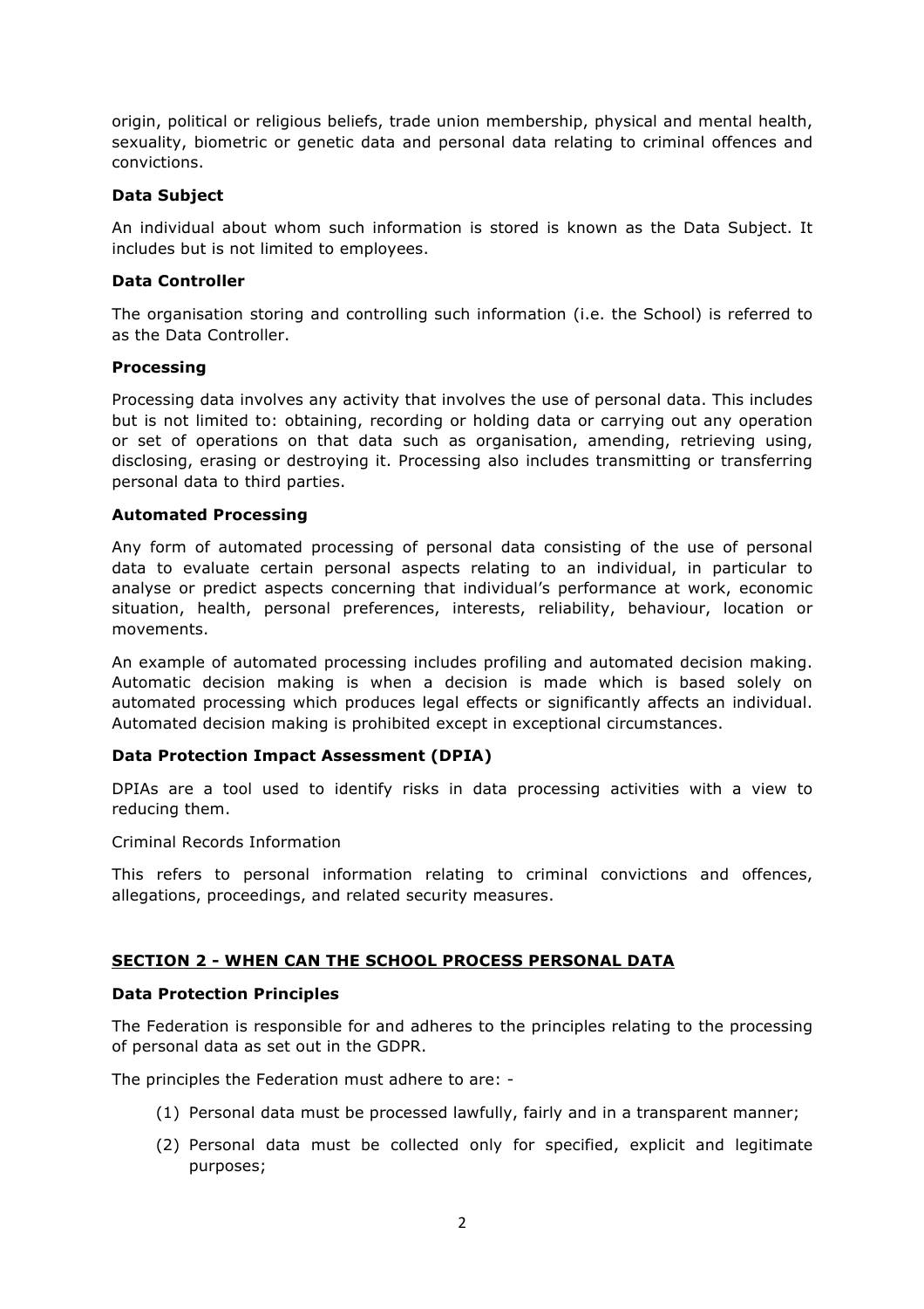origin, political or religious beliefs, trade union membership, physical and mental health, sexuality, biometric or genetic data and personal data relating to criminal offences and convictions.

**Data Subject**

An individual about whom such information is stored is known as the Data Subject. It includes but is not limited to employees.

**Data Controller**

The organisation storing and controlling such information (i.e. the School) is referred to as the Data Controller.

**Processing**

Processing data involves any activity that involves the use of personal data. This includes but is not limited to: obtaining, recording or holding data or carrying out any operation or set of operations on that data such as organisation, amending, retrieving using, disclosing, erasing or destroying it. Processing also includes transmitting or transferring personal data to third parties.

**Automated Processing**

Any form of automated processing of personal data consisting of the use of personal data to evaluate certain personal aspects relating to an individual, in particular to analyse or predict aspects concerning that individual's performance at work, economic situation, health, personal preferences, interests, reliability, behaviour, location or movements.

An example of automated processing includes profiling and automated decision making. Automatic decision making is when a decision is made which is based solely on automated processing which produces legal effects or significantly affects an individual. Automated decision making is prohibited except in exceptional circumstances.

**Data Protection Impact Assessment (DPIA)**

DPIAs are a tool used to identify risks in data processing activities with a view to reducing them.

Criminal Records Information

This refers to personal information relating to criminal convictions and offences, allegations, proceedings, and related security measures.

## SECTION 2 - WHEN CAN THE SCHOOL PROCESS PERSONAL DATA

**Data Protection Principles**

The Federation is responsible for and adheres to the principles relating to the processing of personal data as set out in the GDPR.

The principles the Federation must adhere to are: -

(1) Personal data must be processed lawfully, fairly and in a transparent manner;

(2) Personal data must be collected only for specified, explicit and legitimate purposes;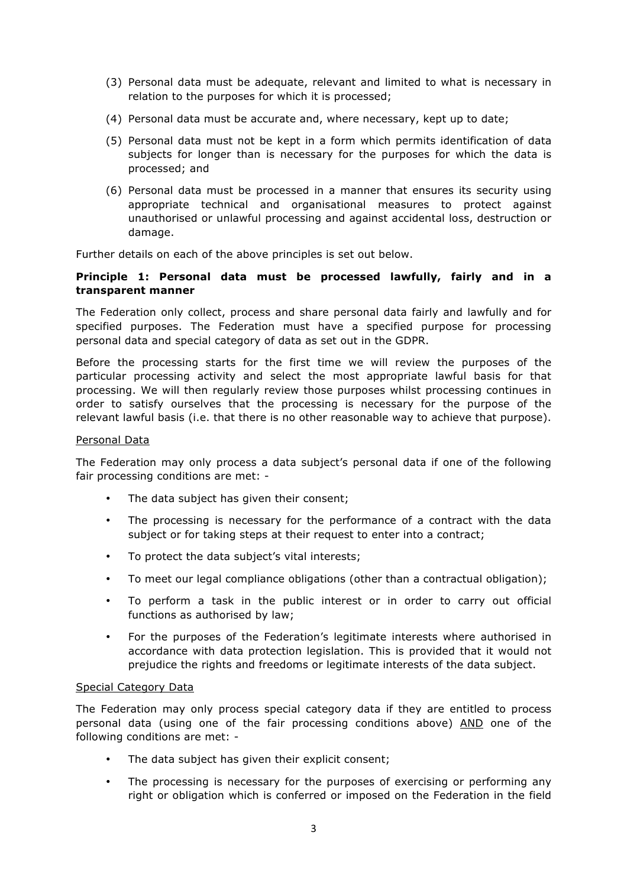(3) Personal data must be adequate, relevant and limited to what is necessary in relation to the purposes for which it is processed;

(4) Personal data must be accurate and, where necessary, kept up to date;

(5) Personal data must not be kept in a form which permits identification of data subjects for longer than is necessary for the purposes for which the data is processed; and

(6) Personal data must be processed in a manner that ensures its security using appropriate technical and organisational measures to protect against unauthorised or unlawful processing and against accidental loss, destruction or damage.

Further details on each of the above principles is set out below.

**Principle 1: Personal data must be processed lawfully, fairly and in a transparent manner**

The Federation only collect, process and share personal data fairly and lawfully and for specified purposes. The Federation must have a specified purpose for processing personal data and special category of data as set out in the GDPR.

Before the processing starts for the first time we will review the purposes of the particular processing activity and select the most appropriate lawful basis for that processing. We will then regularly review those purposes whilst processing continues in order to satisfy ourselves that the processing is necessary for the purpose of the relevant lawful basis (i.e. that there is no other reasonable way to achieve that purpose).

<u>Personal Data</u>

The Federation may only process a data subject's personal data if one of the following fair processing conditions are met: -

- The data subject has given their consent;
- The processing is necessary for the performance of a contract with the data subject or for taking steps at their request to enter into a contract;
- To protect the data subject's vital interests;
- To meet our legal compliance obligations (other than a contractual obligation);
- To perform a task in the public interest or in order to carry out official functions as authorised by law;
- For the purposes of the Federation's legitimate interests where authorised in accordance with data protection legislation. This is provided that it would not prejudice the rights and freedoms or legitimate interests of the data subject.

<u>Special Category Data</u>

The Federation may only process special category data if they are entitled to process personal data (using one of the fair processing conditions above) <u>AND</u> one of the following conditions are met: -

- The data subject has given their explicit consent;
- The processing is necessary for the purposes of exercising or performing any right or obligation which is conferred or imposed on the Federation in the field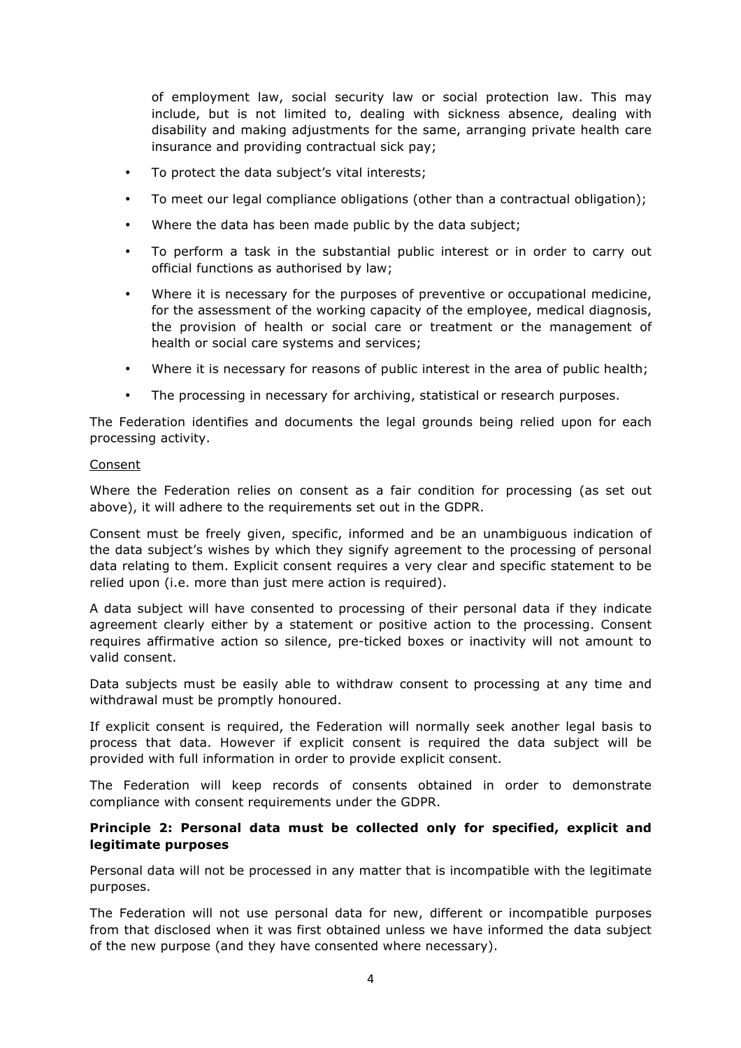of employment law, social security law or social protection law. This may include, but is not limited to, dealing with sickness absence, dealing with disability and making adjustments for the same, arranging private health care insurance and providing contractual sick pay;

- To protect the data subject's vital interests;
- To meet our legal compliance obligations (other than a contractual obligation);
- Where the data has been made public by the data subject;
- To perform a task in the substantial public interest or in order to carry out official functions as authorised by law;
- Where it is necessary for the purposes of preventive or occupational medicine, for the assessment of the working capacity of the employee, medical diagnosis, the provision of health or social care or treatment or the management of health or social care systems and services;
- Where it is necessary for reasons of public interest in the area of public health;
- The processing in necessary for archiving, statistical or research purposes.

The Federation identifies and documents the legal grounds being relied upon for each processing activity.

Consent

Where the Federation relies on consent as a fair condition for processing (as set out above), it will adhere to the requirements set out in the GDPR.

Consent must be freely given, specific, informed and be an unambiguous indication of the data subject's wishes by which they signify agreement to the processing of personal data relating to them. Explicit consent requires a very clear and specific statement to be relied upon (i.e. more than just mere action is required).

A data subject will have consented to processing of their personal data if they indicate agreement clearly either by a statement or positive action to the processing. Consent requires affirmative action so silence, pre-ticked boxes or inactivity will not amount to valid consent.

Data subjects must be easily able to withdraw consent to processing at any time and withdrawal must be promptly honoured.

If explicit consent is required, the Federation will normally seek another legal basis to process that data. However if explicit consent is required the data subject will be provided with full information in order to provide explicit consent.

The Federation will keep records of consents obtained in order to demonstrate compliance with consent requirements under the GDPR.

**Principle 2: Personal data must be collected only for specified, explicit and legitimate purposes**

Personal data will not be processed in any matter that is incompatible with the legitimate purposes.

The Federation will not use personal data for new, different or incompatible purposes from that disclosed when it was first obtained unless we have informed the data subject of the new purpose (and they have consented where necessary).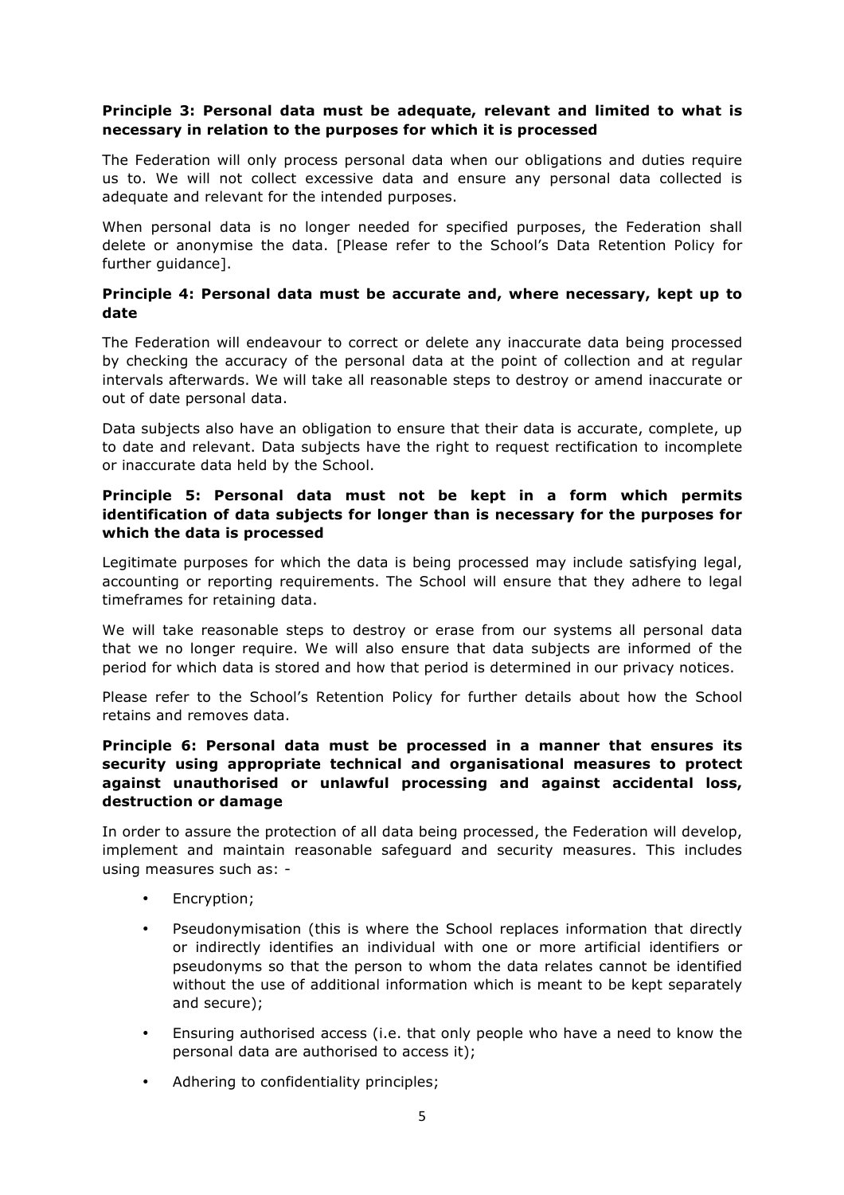**Principle 3: Personal data must be adequate, relevant and limited to what is necessary in relation to the purposes for which it is processed**

The Federation will only process personal data when our obligations and duties require us to. We will not collect excessive data and ensure any personal data collected is adequate and relevant for the intended purposes.

When personal data is no longer needed for specified purposes, the Federation shall delete or anonymise the data. [Please refer to the School's Data Retention Policy for further guidance].

**Principle 4: Personal data must be accurate and, where necessary, kept up to date**

The Federation will endeavour to correct or delete any inaccurate data being processed by checking the accuracy of the personal data at the point of collection and at regular intervals afterwards. We will take all reasonable steps to destroy or amend inaccurate or out of date personal data.

Data subjects also have an obligation to ensure that their data is accurate, complete, up to date and relevant. Data subjects have the right to request rectification to incomplete or inaccurate data held by the School.

**Principle 5: Personal data must not be kept in a form which permits identification of data subjects for longer than is necessary for the purposes for which the data is processed**

Legitimate purposes for which the data is being processed may include satisfying legal, accounting or reporting requirements. The School will ensure that they adhere to legal timeframes for retaining data.

We will take reasonable steps to destroy or erase from our systems all personal data that we no longer require. We will also ensure that data subjects are informed of the period for which data is stored and how that period is determined in our privacy notices.

Please refer to the School's Retention Policy for further details about how the School retains and removes data.

**Principle 6: Personal data must be processed in a manner that ensures its security using appropriate technical and organisational measures to protect against unauthorised or unlawful processing and against accidental loss, destruction or damage**

In order to assure the protection of all data being processed, the Federation will develop, implement and maintain reasonable safeguard and security measures. This includes using measures such as: -

- Encryption;
- Pseudonymisation (this is where the School replaces information that directly or indirectly identifies an individual with one or more artificial identifiers or pseudonyms so that the person to whom the data relates cannot be identified without the use of additional information which is meant to be kept separately and secure);
- Ensuring authorised access (i.e. that only people who have a need to know the personal data are authorised to access it);
- Adhering to confidentiality principles;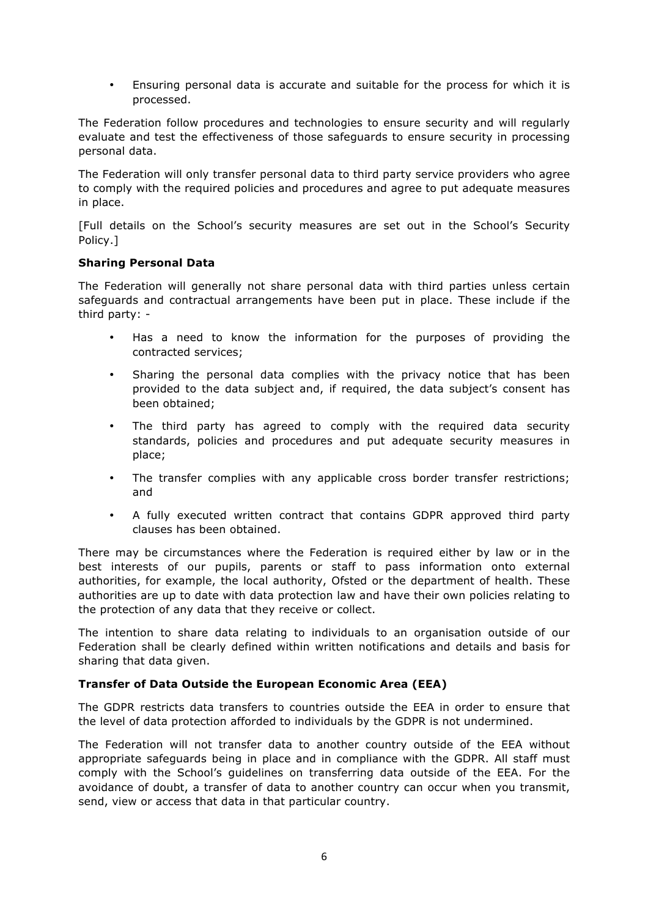- Ensuring personal data is accurate and suitable for the process for which it is processed.

The Federation follow procedures and technologies to ensure security and will regularly evaluate and test the effectiveness of those safeguards to ensure security in processing personal data.

The Federation will only transfer personal data to third party service providers who agree to comply with the required policies and procedures and agree to put adequate measures in place.

[Full details on the School's security measures are set out in the School's Security Policy.]

**Sharing Personal Data**

The Federation will generally not share personal data with third parties unless certain safeguards and contractual arrangements have been put in place. These include if the third party: -

- Has a need to know the information for the purposes of providing the contracted services;
- Sharing the personal data complies with the privacy notice that has been provided to the data subject and, if required, the data subject's consent has been obtained;
- The third party has agreed to comply with the required data security standards, policies and procedures and put adequate security measures in place;
- The transfer complies with any applicable cross border transfer restrictions; and
- A fully executed written contract that contains GDPR approved third party clauses has been obtained.

There may be circumstances where the Federation is required either by law or in the best interests of our pupils, parents or staff to pass information onto external authorities, for example, the local authority, Ofsted or the department of health. These authorities are up to date with data protection law and have their own policies relating to the protection of any data that they receive or collect.

The intention to share data relating to individuals to an organisation outside of our Federation shall be clearly defined within written notifications and details and basis for sharing that data given.

**Transfer of Data Outside the European Economic Area (EEA)**

The GDPR restricts data transfers to countries outside the EEA in order to ensure that the level of data protection afforded to individuals by the GDPR is not undermined.

The Federation will not transfer data to another country outside of the EEA without appropriate safeguards being in place and in compliance with the GDPR. All staff must comply with the School's guidelines on transferring data outside of the EEA. For the avoidance of doubt, a transfer of data to another country can occur when you transmit, send, view or access that data in that particular country.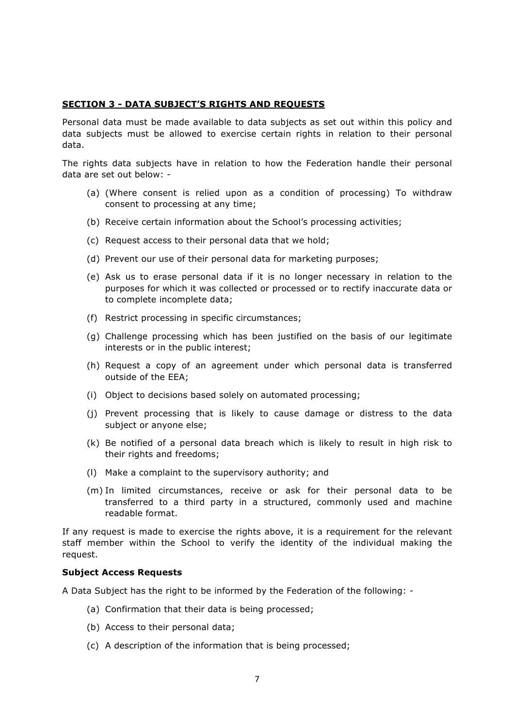## SECTION 3 - DATA SUBJECT'S RIGHTS AND REQUESTS

Personal data must be made available to data subjects as set out within this policy and data subjects must be allowed to exercise certain rights in relation to their personal data.

The rights data subjects have in relation to how the Federation handle their personal data are set out below: -

(a) (Where consent is relied upon as a condition of processing) To withdraw consent to processing at any time;

(b) Receive certain information about the School's processing activities;

(c) Request access to their personal data that we hold;

(d) Prevent our use of their personal data for marketing purposes;

(e) Ask us to erase personal data if it is no longer necessary in relation to the purposes for which it was collected or processed or to rectify inaccurate data or to complete incomplete data;

(f) Restrict processing in specific circumstances;

(g) Challenge processing which has been justified on the basis of our legitimate interests or in the public interest;

(h) Request a copy of an agreement under which personal data is transferred outside of the EEA;

(i) Object to decisions based solely on automated processing;

(j) Prevent processing that is likely to cause damage or distress to the data subject or anyone else;

(k) Be notified of a personal data breach which is likely to result in high risk to their rights and freedoms;

(l) Make a complaint to the supervisory authority; and

(m) In limited circumstances, receive or ask for their personal data to be transferred to a third party in a structured, commonly used and machine readable format.

If any request is made to exercise the rights above, it is a requirement for the relevant staff member within the School to verify the identity of the individual making the request.

**Subject Access Requests**

A Data Subject has the right to be informed by the Federation of the following: -

(a) Confirmation that their data is being processed;

(b) Access to their personal data;

(c) A description of the information that is being processed;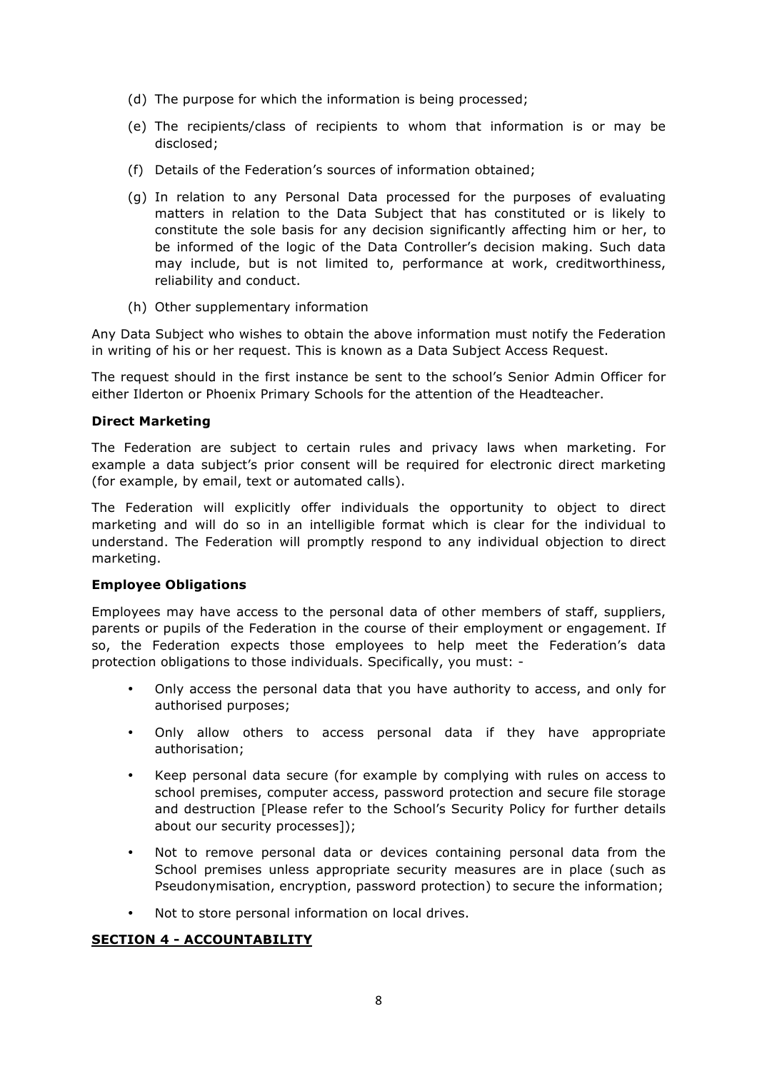(d) The purpose for which the information is being processed;

(e) The recipients/class of recipients to whom that information is or may be disclosed;

(f) Details of the Federation's sources of information obtained;

(g) In relation to any Personal Data processed for the purposes of evaluating matters in relation to the Data Subject that has constituted or is likely to constitute the sole basis for any decision significantly affecting him or her, to be informed of the logic of the Data Controller's decision making. Such data may include, but is not limited to, performance at work, creditworthiness, reliability and conduct.

(h) Other supplementary information

Any Data Subject who wishes to obtain the above information must notify the Federation in writing of his or her request. This is known as a Data Subject Access Request.

The request should in the first instance be sent to the school's Senior Admin Officer for either Ilderton or Phoenix Primary Schools for the attention of the Headteacher.

**Direct Marketing**

The Federation are subject to certain rules and privacy laws when marketing. For example a data subject's prior consent will be required for electronic direct marketing (for example, by email, text or automated calls).

The Federation will explicitly offer individuals the opportunity to object to direct marketing and will do so in an intelligible format which is clear for the individual to understand. The Federation will promptly respond to any individual objection to direct marketing.

**Employee Obligations**

Employees may have access to the personal data of other members of staff, suppliers, parents or pupils of the Federation in the course of their employment or engagement. If so, the Federation expects those employees to help meet the Federation's data protection obligations to those individuals. Specifically, you must: -

- Only access the personal data that you have authority to access, and only for authorised purposes;
- Only allow others to access personal data if they have appropriate authorisation;
- Keep personal data secure (for example by complying with rules on access to school premises, computer access, password protection and secure file storage and destruction [Please refer to the School's Security Policy for further details about our security processes]);
- Not to remove personal data or devices containing personal data from the School premises unless appropriate security measures are in place (such as Pseudonymisation, encryption, password protection) to secure the information;
- Not to store personal information on local drives.

## SECTION 4 - ACCOUNTABILITY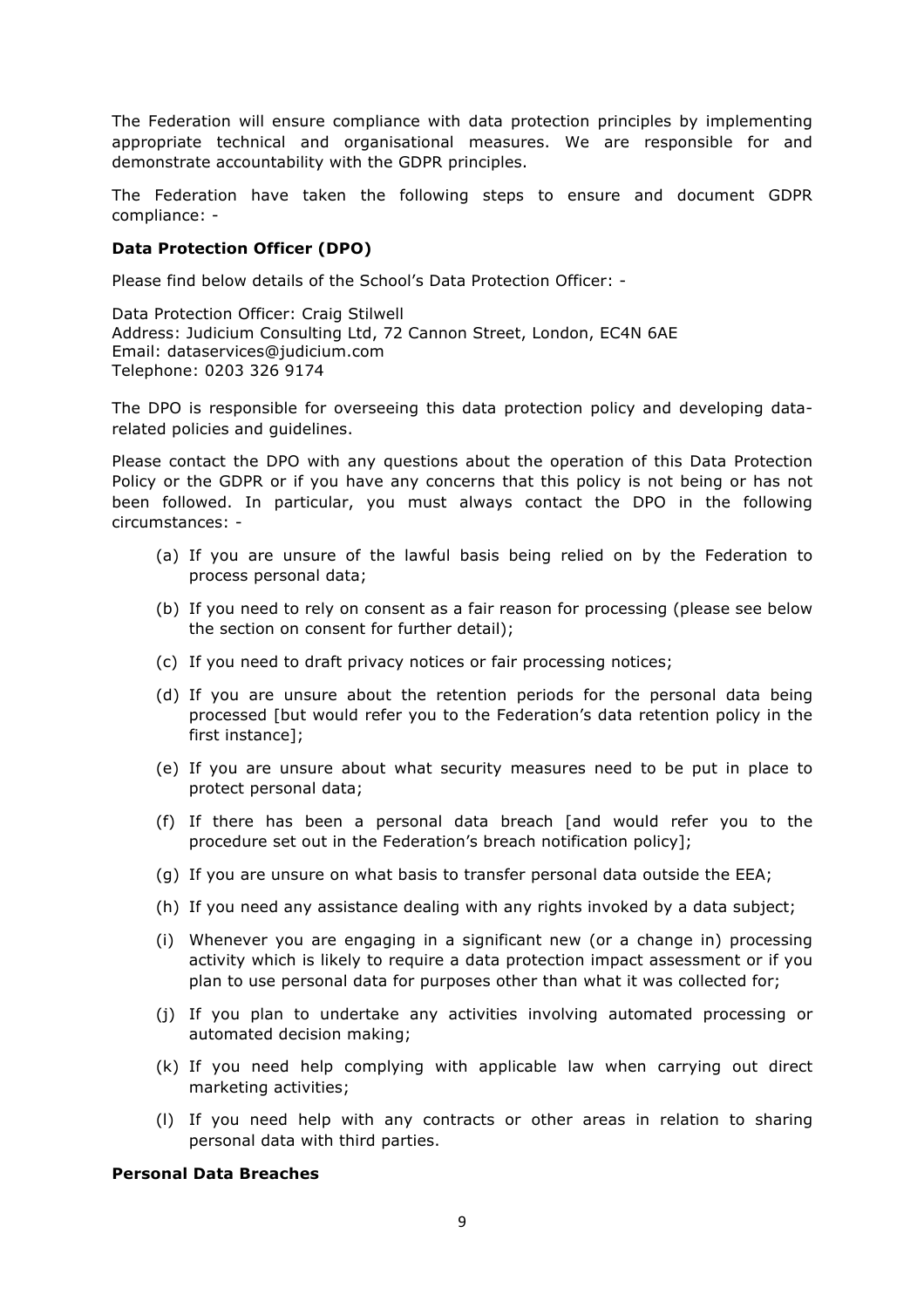The Federation will ensure compliance with data protection principles by implementing appropriate technical and organisational measures. We are responsible for and demonstrate accountability with the GDPR principles.

The Federation have taken the following steps to ensure and document GDPR compliance: -

**Data Protection Officer (DPO)**

Please find below details of the School's Data Protection Officer: -

Data Protection Officer: Craig Stilwell
Address: Judicium Consulting Ltd, 72 Cannon Street, London, EC4N 6AE
Email: dataservices@judicium.com
Telephone: 0203 326 9174

The DPO is responsible for overseeing this data protection policy and developing data-related policies and guidelines.

Please contact the DPO with any questions about the operation of this Data Protection Policy or the GDPR or if you have any concerns that this policy is not being or has not been followed. In particular, you must always contact the DPO in the following circumstances: -

(a) If you are unsure of the lawful basis being relied on by the Federation to process personal data;

(b) If you need to rely on consent as a fair reason for processing (please see below the section on consent for further detail);

(c) If you need to draft privacy notices or fair processing notices;

(d) If you are unsure about the retention periods for the personal data being processed [but would refer you to the Federation's data retention policy in the first instance];

(e) If you are unsure about what security measures need to be put in place to protect personal data;

(f) If there has been a personal data breach [and would refer you to the procedure set out in the Federation's breach notification policy];

(g) If you are unsure on what basis to transfer personal data outside the EEA;

(h) If you need any assistance dealing with any rights invoked by a data subject;

(i) Whenever you are engaging in a significant new (or a change in) processing activity which is likely to require a data protection impact assessment or if you plan to use personal data for purposes other than what it was collected for;

(j) If you plan to undertake any activities involving automated processing or automated decision making;

(k) If you need help complying with applicable law when carrying out direct marketing activities;

(l) If you need help with any contracts or other areas in relation to sharing personal data with third parties.

**Personal Data Breaches**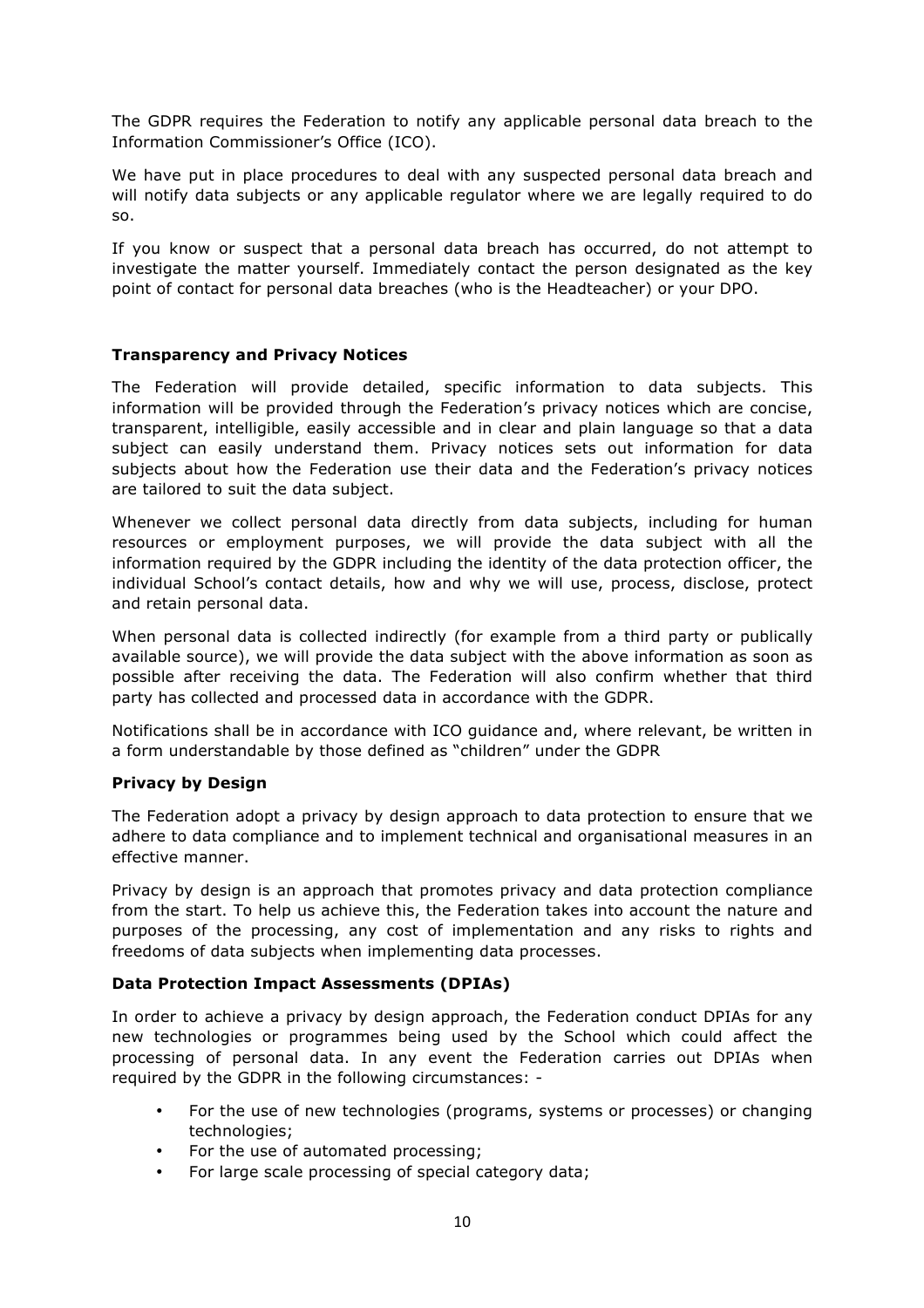The GDPR requires the Federation to notify any applicable personal data breach to the Information Commissioner's Office (ICO).

We have put in place procedures to deal with any suspected personal data breach and will notify data subjects or any applicable regulator where we are legally required to do so.

If you know or suspect that a personal data breach has occurred, do not attempt to investigate the matter yourself. Immediately contact the person designated as the key point of contact for personal data breaches (who is the Headteacher) or your DPO.

**Transparency and Privacy Notices**

The Federation will provide detailed, specific information to data subjects. This information will be provided through the Federation's privacy notices which are concise, transparent, intelligible, easily accessible and in clear and plain language so that a data subject can easily understand them. Privacy notices sets out information for data subjects about how the Federation use their data and the Federation's privacy notices are tailored to suit the data subject.

Whenever we collect personal data directly from data subjects, including for human resources or employment purposes, we will provide the data subject with all the information required by the GDPR including the identity of the data protection officer, the individual School's contact details, how and why we will use, process, disclose, protect and retain personal data.

When personal data is collected indirectly (for example from a third party or publically available source), we will provide the data subject with the above information as soon as possible after receiving the data. The Federation will also confirm whether that third party has collected and processed data in accordance with the GDPR.

Notifications shall be in accordance with ICO guidance and, where relevant, be written in a form understandable by those defined as "children" under the GDPR

**Privacy by Design**

The Federation adopt a privacy by design approach to data protection to ensure that we adhere to data compliance and to implement technical and organisational measures in an effective manner.

Privacy by design is an approach that promotes privacy and data protection compliance from the start. To help us achieve this, the Federation takes into account the nature and purposes of the processing, any cost of implementation and any risks to rights and freedoms of data subjects when implementing data processes.

**Data Protection Impact Assessments (DPIAs)**

In order to achieve a privacy by design approach, the Federation conduct DPIAs for any new technologies or programmes being used by the School which could affect the processing of personal data. In any event the Federation carries out DPIAs when required by the GDPR in the following circumstances: -

- For the use of new technologies (programs, systems or processes) or changing technologies;
- For the use of automated processing;
- For large scale processing of special category data;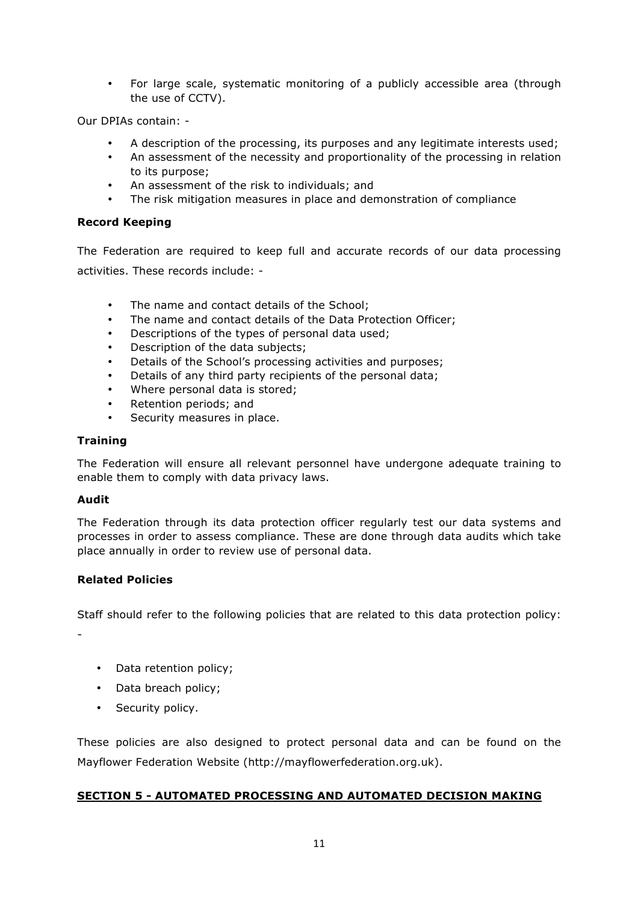- For large scale, systematic monitoring of a publicly accessible area (through the use of CCTV).

Our DPIAs contain: -

- A description of the processing, its purposes and any legitimate interests used;
- An assessment of the necessity and proportionality of the processing in relation to its purpose;
- An assessment of the risk to individuals; and
- The risk mitigation measures in place and demonstration of compliance

**Record Keeping**

The Federation are required to keep full and accurate records of our data processing activities. These records include: -

- The name and contact details of the School;
- The name and contact details of the Data Protection Officer;
- Descriptions of the types of personal data used;
- Description of the data subjects;
- Details of the School's processing activities and purposes;
- Details of any third party recipients of the personal data;
- Where personal data is stored;
- Retention periods; and
- Security measures in place.

**Training**

The Federation will ensure all relevant personnel have undergone adequate training to enable them to comply with data privacy laws.

**Audit**

The Federation through its data protection officer regularly test our data systems and processes in order to assess compliance. These are done through data audits which take place annually in order to review use of personal data.

**Related Policies**

Staff should refer to the following policies that are related to this data protection policy: -

- Data retention policy;
- Data breach policy;
- Security policy.

These policies are also designed to protect personal data and can be found on the Mayflower Federation Website (http://mayflowerfederation.org.uk).

**SECTION 5 - AUTOMATED PROCESSING AND AUTOMATED DECISION MAKING**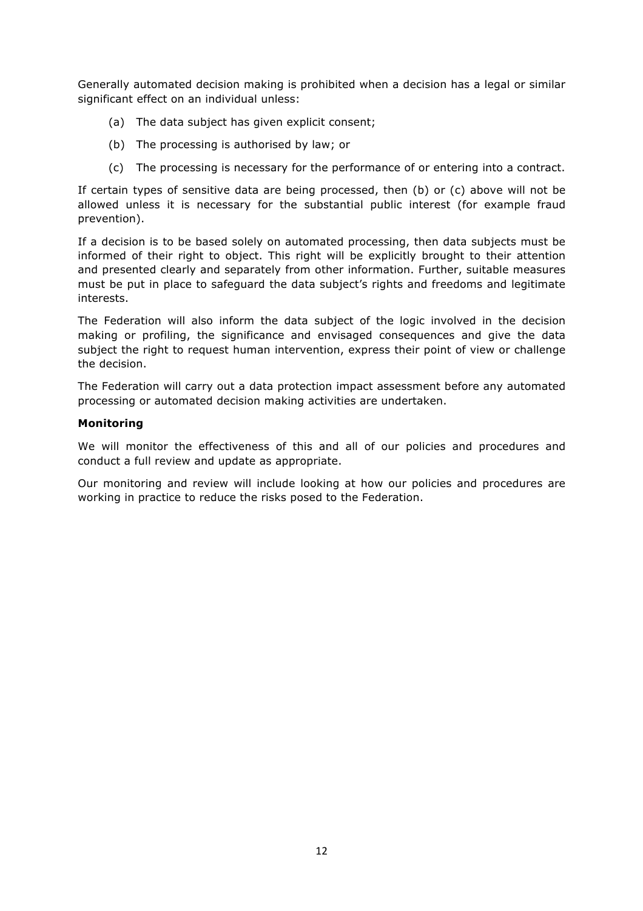Generally automated decision making is prohibited when a decision has a legal or similar significant effect on an individual unless:

(a) The data subject has given explicit consent;

(b) The processing is authorised by law; or

(c) The processing is necessary for the performance of or entering into a contract.

If certain types of sensitive data are being processed, then (b) or (c) above will not be allowed unless it is necessary for the substantial public interest (for example fraud prevention).

If a decision is to be based solely on automated processing, then data subjects must be informed of their right to object. This right will be explicitly brought to their attention and presented clearly and separately from other information. Further, suitable measures must be put in place to safeguard the data subject's rights and freedoms and legitimate interests.

The Federation will also inform the data subject of the logic involved in the decision making or profiling, the significance and envisaged consequences and give the data subject the right to request human intervention, express their point of view or challenge the decision.

The Federation will carry out a data protection impact assessment before any automated processing or automated decision making activities are undertaken.

**Monitoring**

We will monitor the effectiveness of this and all of our policies and procedures and conduct a full review and update as appropriate.

Our monitoring and review will include looking at how our policies and procedures are working in practice to reduce the risks posed to the Federation.